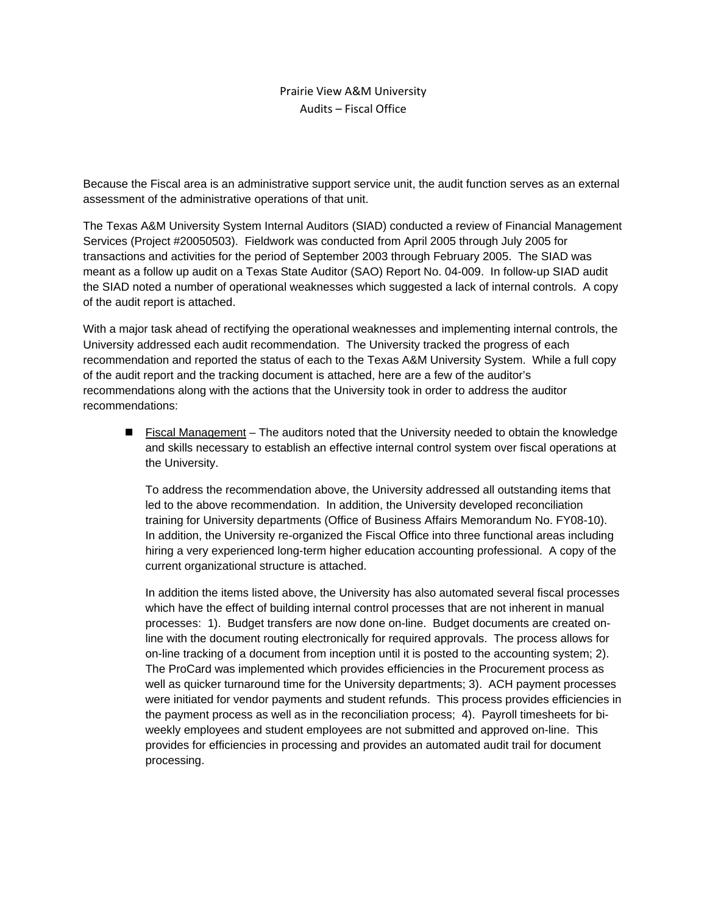# Prairie View A&M University
## Audits – Fiscal Office

Because the Fiscal area is an administrative support service unit, the audit function serves as an external assessment of the administrative operations of that unit.

The Texas A&M University System Internal Auditors (SIAD) conducted a review of Financial Management Services (Project #20050503). Fieldwork was conducted from April 2005 through July 2005 for transactions and activities for the period of September 2003 through February 2005. The SIAD was meant as a follow up audit on a Texas State Auditor (SAO) Report No. 04-009. In follow-up SIAD audit the SIAD noted a number of operational weaknesses which suggested a lack of internal controls. A copy of the audit report is attached.

With a major task ahead of rectifying the operational weaknesses and implementing internal controls, the University addressed each audit recommendation. The University tracked the progress of each recommendation and reported the status of each to the Texas A&M University System. While a full copy of the audit report and the tracking document is attached, here are a few of the auditor's recommendations along with the actions that the University took in order to address the auditor recommendations:

- <u>Fiscal Management</u> – The auditors noted that the University needed to obtain the knowledge and skills necessary to establish an effective internal control system over fiscal operations at the University.

  To address the recommendation above, the University addressed all outstanding items that led to the above recommendation. In addition, the University developed reconciliation training for University departments (Office of Business Affairs Memorandum No. FY08-10). In addition, the University re-organized the Fiscal Office into three functional areas including hiring a very experienced long-term higher education accounting professional. A copy of the current organizational structure is attached.

  In addition the items listed above, the University has also automated several fiscal processes which have the effect of building internal control processes that are not inherent in manual processes: 1). Budget transfers are now done on-line. Budget documents are created on-line with the document routing electronically for required approvals. The process allows for on-line tracking of a document from inception until it is posted to the accounting system; 2). The ProCard was implemented which provides efficiencies in the Procurement process as well as quicker turnaround time for the University departments; 3). ACH payment processes were initiated for vendor payments and student refunds. This process provides efficiencies in the payment process as well as in the reconciliation process; 4). Payroll timesheets for bi-weekly employees and student employees are not submitted and approved on-line. This provides for efficiencies in processing and provides an automated audit trail for document processing.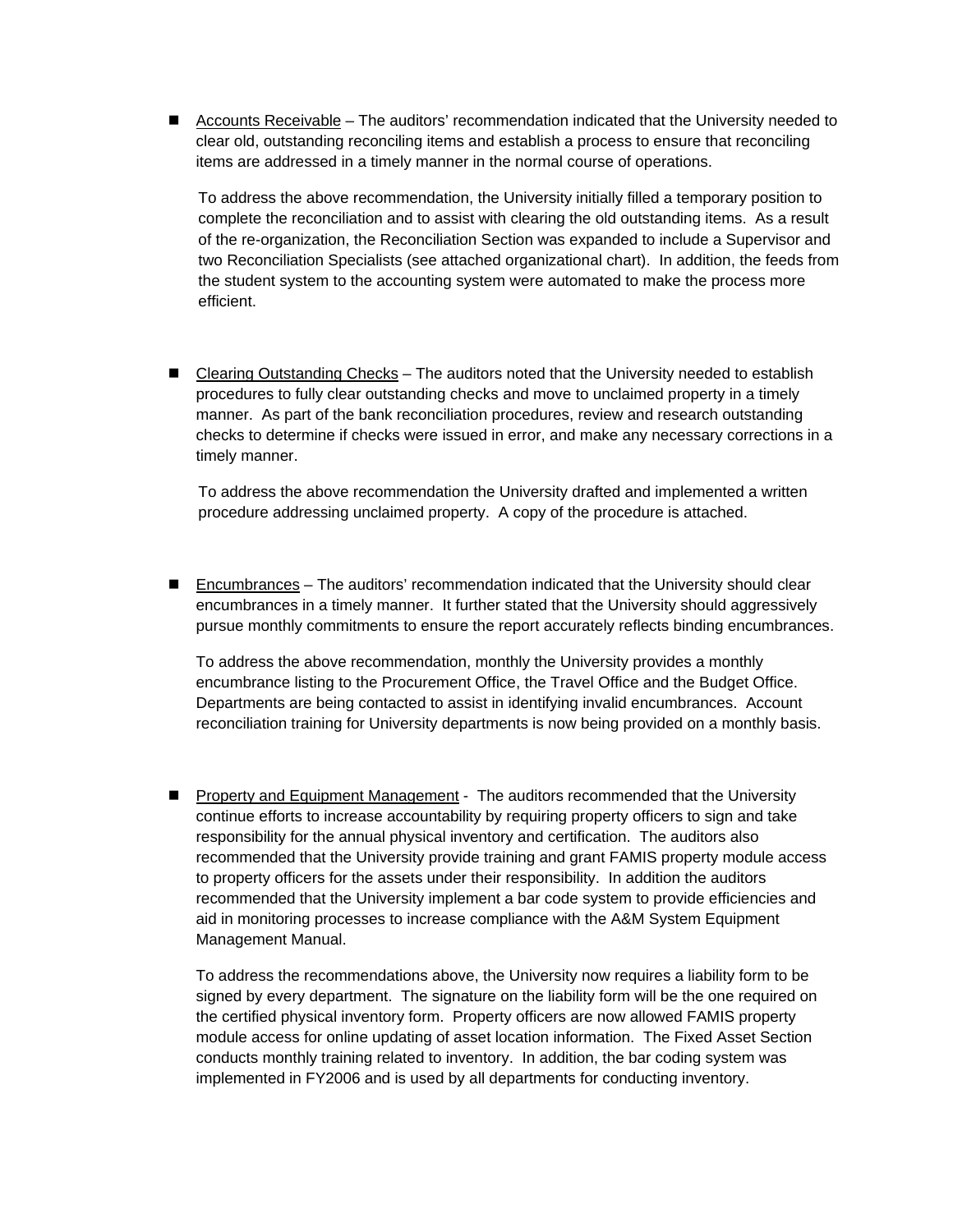- <u>Accounts Receivable</u> – The auditors' recommendation indicated that the University needed to clear old, outstanding reconciling items and establish a process to ensure that reconciling items are addressed in a timely manner in the normal course of operations.

  To address the above recommendation, the University initially filled a temporary position to complete the reconciliation and to assist with clearing the old outstanding items. As a result of the re-organization, the Reconciliation Section was expanded to include a Supervisor and two Reconciliation Specialists (see attached organizational chart). In addition, the feeds from the student system to the accounting system were automated to make the process more efficient.

- <u>Clearing Outstanding Checks</u> – The auditors noted that the University needed to establish procedures to fully clear outstanding checks and move to unclaimed property in a timely manner. As part of the bank reconciliation procedures, review and research outstanding checks to determine if checks were issued in error, and make any necessary corrections in a timely manner.

  To address the above recommendation the University drafted and implemented a written procedure addressing unclaimed property. A copy of the procedure is attached.

- <u>Encumbrances</u> – The auditors' recommendation indicated that the University should clear encumbrances in a timely manner. It further stated that the University should aggressively pursue monthly commitments to ensure the report accurately reflects binding encumbrances.

  To address the above recommendation, monthly the University provides a monthly encumbrance listing to the Procurement Office, the Travel Office and the Budget Office. Departments are being contacted to assist in identifying invalid encumbrances. Account reconciliation training for University departments is now being provided on a monthly basis.

- <u>Property and Equipment Management</u> - The auditors recommended that the University continue efforts to increase accountability by requiring property officers to sign and take responsibility for the annual physical inventory and certification. The auditors also recommended that the University provide training and grant FAMIS property module access to property officers for the assets under their responsibility. In addition the auditors recommended that the University implement a bar code system to provide efficiencies and aid in monitoring processes to increase compliance with the A&M System Equipment Management Manual.

  To address the recommendations above, the University now requires a liability form to be signed by every department. The signature on the liability form will be the one required on the certified physical inventory form. Property officers are now allowed FAMIS property module access for online updating of asset location information. The Fixed Asset Section conducts monthly training related to inventory. In addition, the bar coding system was implemented in FY2006 and is used by all departments for conducting inventory.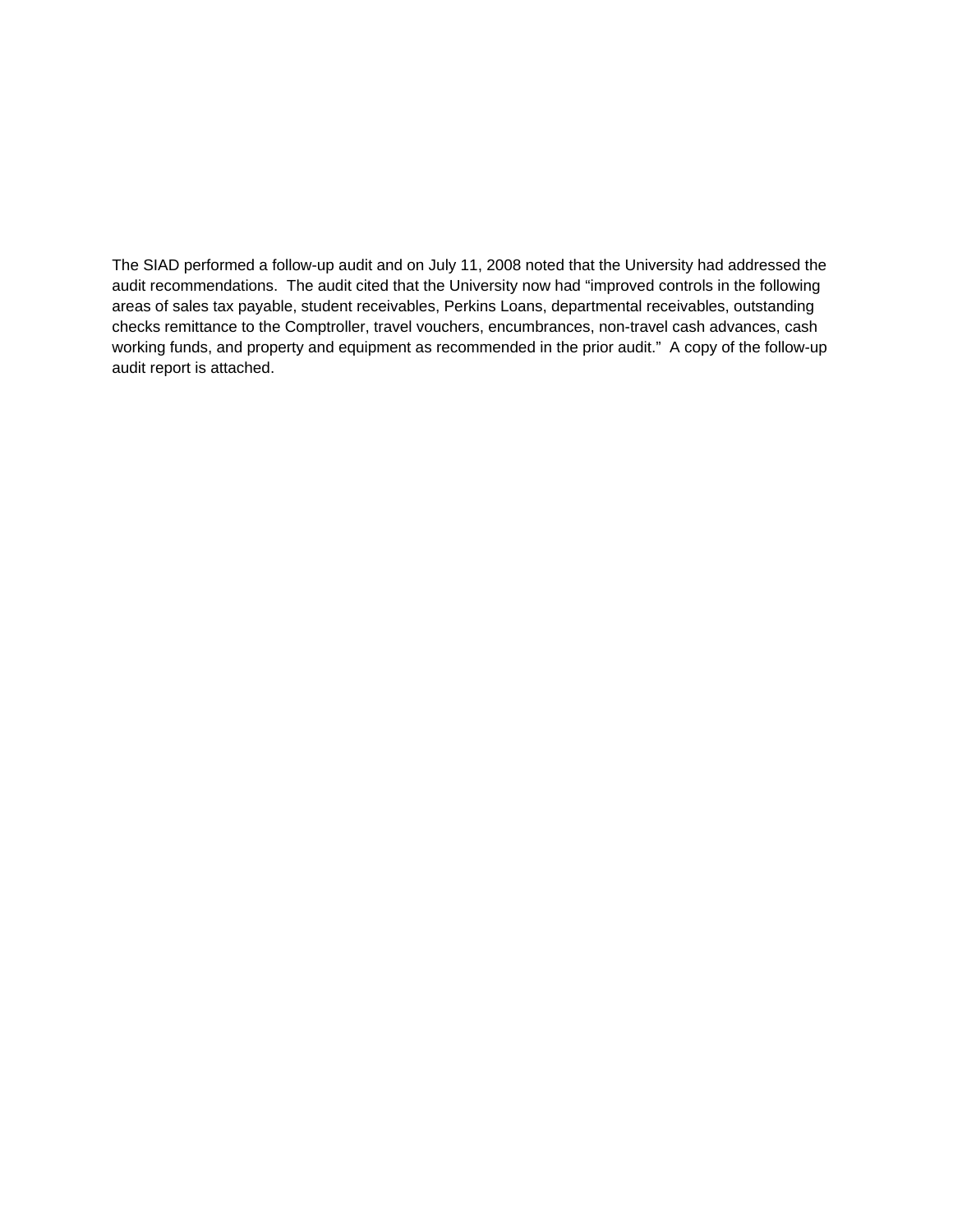The SIAD performed a follow-up audit and on July 11, 2008 noted that the University had addressed the audit recommendations. The audit cited that the University now had "improved controls in the following areas of sales tax payable, student receivables, Perkins Loans, departmental receivables, outstanding checks remittance to the Comptroller, travel vouchers, encumbrances, non-travel cash advances, cash working funds, and property and equipment as recommended in the prior audit." A copy of the follow-up audit report is attached.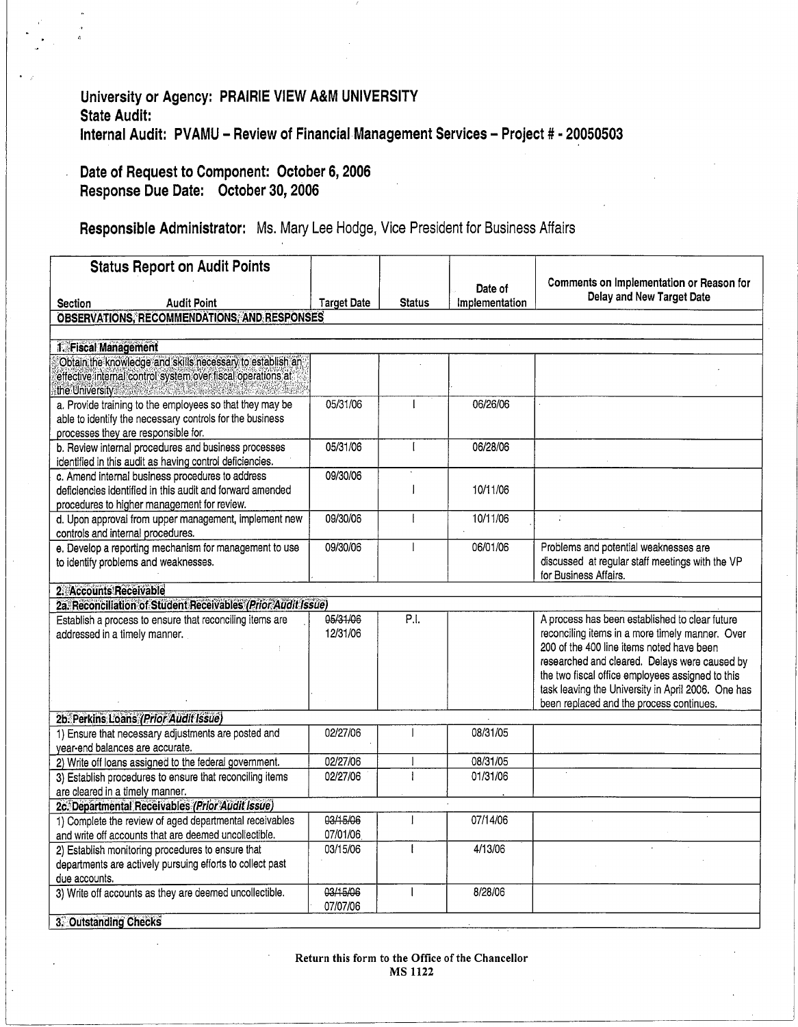**University or Agency: PRAIRIE VIEW A&M UNIVERSITY**
**State Audit:**
**Internal Audit: PVAMU – Review of Financial Management Services – Project # - 20050503**

**Date of Request to Component: October 6, 2006**
**Response Due Date: October 30, 2006**

**Responsible Administrator:** Ms. Mary Lee Hodge, Vice President for Business Affairs

| **Status Report on Audit Points** Section / Audit Point | Target Date | Status | Date of Implementation | Comments on Implementation or Reason for Delay and New Target Date |
|---|---|---|---|---|
| **OBSERVATIONS, RECOMMENDATIONS, AND RESPONSES** | | | | |
| | | | | |
| **1. Fiscal Management** | | | | |
| Obtain the knowledge and skills necessary to establish an effective internal control system over fiscal operations at the University. | | | | |
| a. Provide training to the employees so that they may be able to identify the necessary controls for the business processes they are responsible for. | 05/31/06 | I | 06/26/06 | |
| b. Review internal procedures and business processes identified in this audit as having control deficiencies. | 05/31/06 | I | 06/28/06 | |
| c. Amend internal business procedures to address deficiencies identified in this audit and forward amended procedures to higher management for review. | 09/30/06 | I | 10/11/06 | |
| d. Upon approval from upper management, implement new controls and internal procedures. | 09/30/06 | I | 10/11/06 | |
| e. Develop a reporting mechanism for management to use to identify problems and weaknesses. | 09/30/06 | I | 06/01/06 | Problems and potential weaknesses are discussed at regular staff meetings with the VP for Business Affairs. |
| **2. Accounts Receivable** | | | | |
| **2a. Reconciliation of Student Receivables *(Prior Audit Issue)*** | | | | |
| Establish a process to ensure that reconciling items are addressed in a timely manner. | ~~05/31/06~~ 12/31/06 | P.I. | | A process has been established to clear future reconciling items in a more timely manner. Over 200 of the 400 line items noted have been researched and cleared. Delays were caused by the two fiscal office employees assigned to this task leaving the University in April 2006. One has been replaced and the process continues. |
| **2b. Perkins Loans *(Prior Audit Issue)*** | | | | |
| 1) Ensure that necessary adjustments are posted and year-end balances are accurate. | 02/27/06 | I | 08/31/05 | |
| 2) Write off loans assigned to the federal government. | 02/27/06 | I | 08/31/05 | |
| 3) Establish procedures to ensure that reconciling items are cleared in a timely manner. | 02/27/06 | I | 01/31/06 | |
| **2c. Departmental Receivables *(Prior Audit Issue)*** | | | | |
| 1) Complete the review of aged departmental receivables and write off accounts that are deemed uncollectible. | ~~03/15/06~~ 07/01/06 | I | 07/14/06 | |
| 2) Establish monitoring procedures to ensure that departments are actively pursuing efforts to collect past due accounts. | 03/15/06 | I | 4/13/06 | |
| 3) Write off accounts as they are deemed uncollectible. | ~~03/15/06~~ 07/07/06 | I | 8/28/06 | |
| **3. Outstanding Checks** | | | | |

**Return this form to the Office of the Chancellor**
**MS 1122**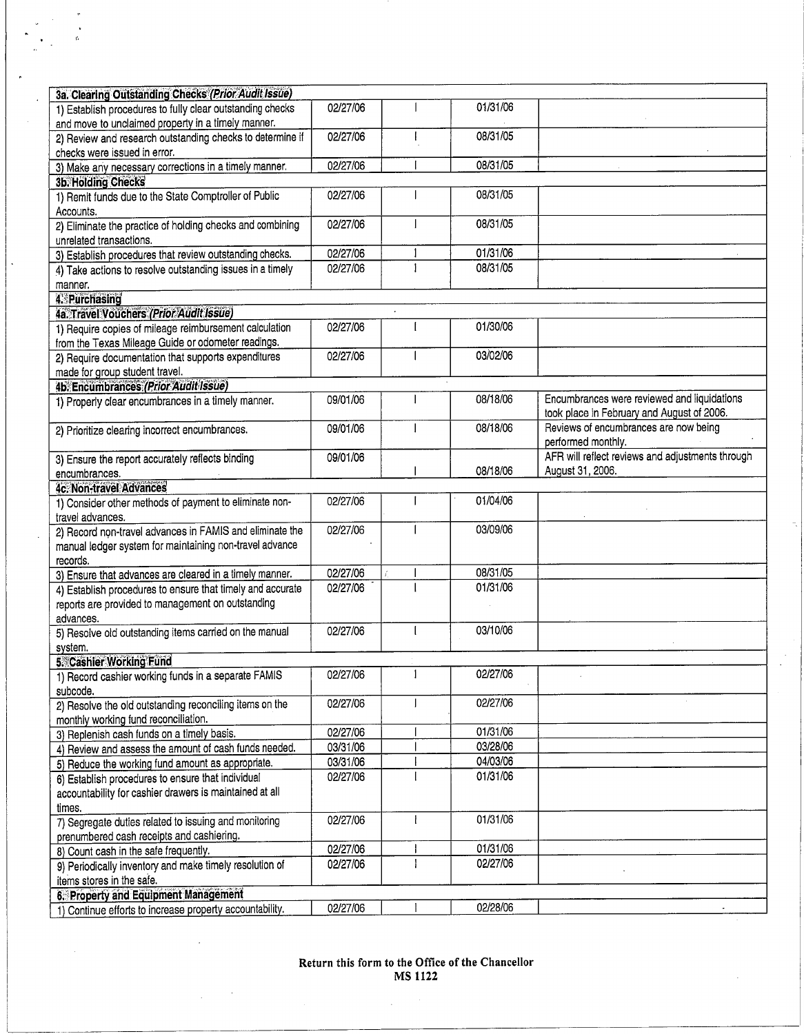| | | | | |
|---|---|---|---|---|
| **3a. Clearing Outstanding Checks *(Prior Audit Issue)*** | | | | |
| 1) Establish procedures to fully clear outstanding checks and move to unclaimed property in a timely manner. | 02/27/06 | I | 01/31/06 | |
| 2) Review and research outstanding checks to determine if checks were issued in error. | 02/27/06 | I | 08/31/05 | |
| 3) Make any necessary corrections in a timely manner. | 02/27/06 | I | 08/31/05 | |
| **3b. Holding Checks** | | | | |
| 1) Remit funds due to the State Comptroller of Public Accounts. | 02/27/06 | I | 08/31/05 | |
| 2) Eliminate the practice of holding checks and combining unrelated transactions. | 02/27/06 | I | 08/31/05 | |
| 3) Establish procedures that review outstanding checks. | 02/27/06 | I | 01/31/06 | |
| 4) Take actions to resolve outstanding issues in a timely manner. | 02/27/06 | I | 08/31/05 | |
| **4. Purchasing** | | | | |
| **4a. Travel Vouchers *(Prior Audit Issue)*** | | | | |
| 1) Require copies of mileage reimbursement calculation from the Texas Mileage Guide or odometer readings. | 02/27/06 | I | 01/30/06 | |
| 2) Require documentation that supports expenditures made for group student travel. | 02/27/06 | I | 03/02/06 | |
| **4b. Encumbrances *(Prior Audit Issue)*** | | | | |
| 1) Properly clear encumbrances in a timely manner. | 09/01/06 | I | 08/18/06 | Encumbrances were reviewed and liquidations took place in February and August of 2006. |
| 2) Prioritize clearing incorrect encumbrances. | 09/01/06 | I | 08/18/06 | Reviews of encumbrances are now being performed monthly. |
| 3) Ensure the report accurately reflects binding encumbrances. | 09/01/06 | I | 08/18/06 | AFR will reflect reviews and adjustments through August 31, 2006. |
| **4c. Non-travel Advances** | | | | |
| 1) Consider other methods of payment to eliminate non-travel advances. | 02/27/06 | I | 01/04/06 | |
| 2) Record non-travel advances in FAMIS and eliminate the manual ledger system for maintaining non-travel advance records. | 02/27/06 | I | 03/09/06 | |
| 3) Ensure that advances are cleared in a timely manner. | 02/27/06 | I | 08/31/05 | |
| 4) Establish procedures to ensure that timely and accurate reports are provided to management on outstanding advances. | 02/27/06 | I | 01/31/06 | |
| 5) Resolve old outstanding items carried on the manual system. | 02/27/06 | I | 03/10/06 | |
| **5. Cashier Working Fund** | | | | |
| 1) Record cashier working funds in a separate FAMIS subcode. | 02/27/06 | I | 02/27/06 | |
| 2) Resolve the old outstanding reconciling items on the monthly working fund reconciliation. | 02/27/06 | I | 02/27/06 | |
| 3) Replenish cash funds on a timely basis. | 02/27/06 | I | 01/31/06 | |
| 4) Review and assess the amount of cash funds needed. | 03/31/06 | I | 03/28/06 | |
| 5) Reduce the working fund amount as appropriate. | 03/31/06 | I | 04/03/06 | |
| 6) Establish procedures to ensure that individual accountability for cashier drawers is maintained at all times. | 02/27/06 | I | 01/31/06 | |
| 7) Segregate duties related to issuing and monitoring prenumbered cash receipts and cashiering. | 02/27/06 | I | 01/31/06 | |
| 8) Count cash in the safe frequently. | 02/27/06 | I | 01/31/06 | |
| 9) Periodically inventory and make timely resolution of items stores in the safe. | 02/27/06 | I | 02/27/06 | |
| **6. Property and Equipment Management** | | | | |
| 1) Continue efforts to increase property accountability. | 02/27/06 | I | 02/28/06 | |

**Return this form to the Office of the Chancellor**
**MS 1122**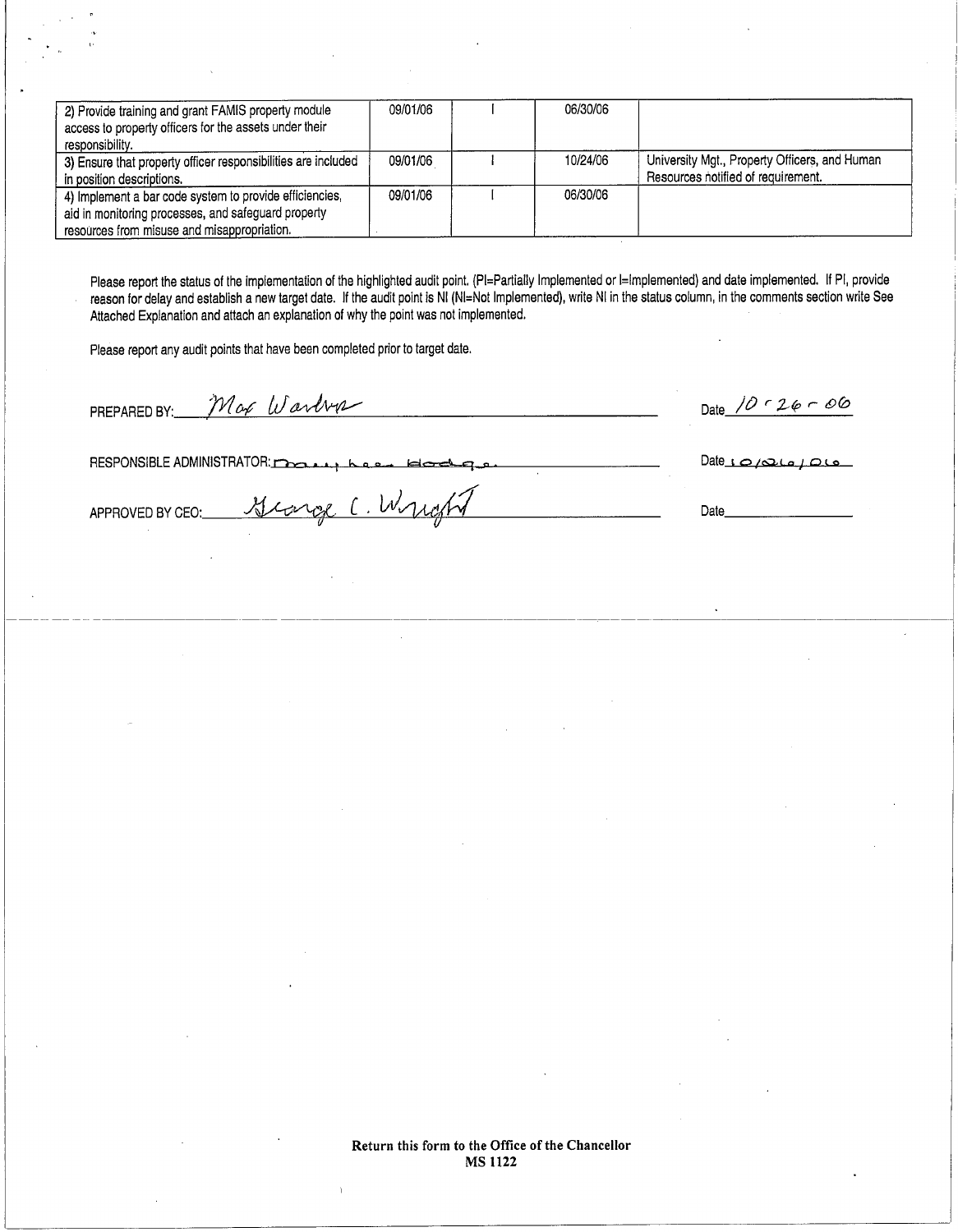| | | | | |
|---|---|---|---|---|
| 2) Provide training and grant FAMIS property module access to property officers for the assets under their responsibility. | 09/01/06 | I | 06/30/06 | |
| 3) Ensure that property officer responsibilities are included in position descriptions. | 09/01/06 | I | 10/24/06 | University Mgt., Property Officers, and Human Resources notified of requirement. |
| 4) Implement a bar code system to provide efficiencies, aid in monitoring processes, and safeguard property resources from misuse and misappropriation. | 09/01/06 | I | 06/30/06 | |

Please report the status of the implementation of the highlighted audit point. (PI=Partially Implemented or I=Implemented) and date implemented. If PI, provide reason for delay and establish a new target date. If the audit point is NI (NI=Not Implemented), write NI in the status column, in the comments section write See Attached Explanation and attach an explanation of why the point was not implemented.

Please report any audit points that have been completed prior to target date.

PREPARED BY: Max Warton Date 10-26-06

RESPONSIBLE ADMINISTRATOR: Mary Lee Hodge Date 10/26/06

APPROVED BY CEO: George C. Wright Date

**Return this form to the Office of the Chancellor**
**MS 1122**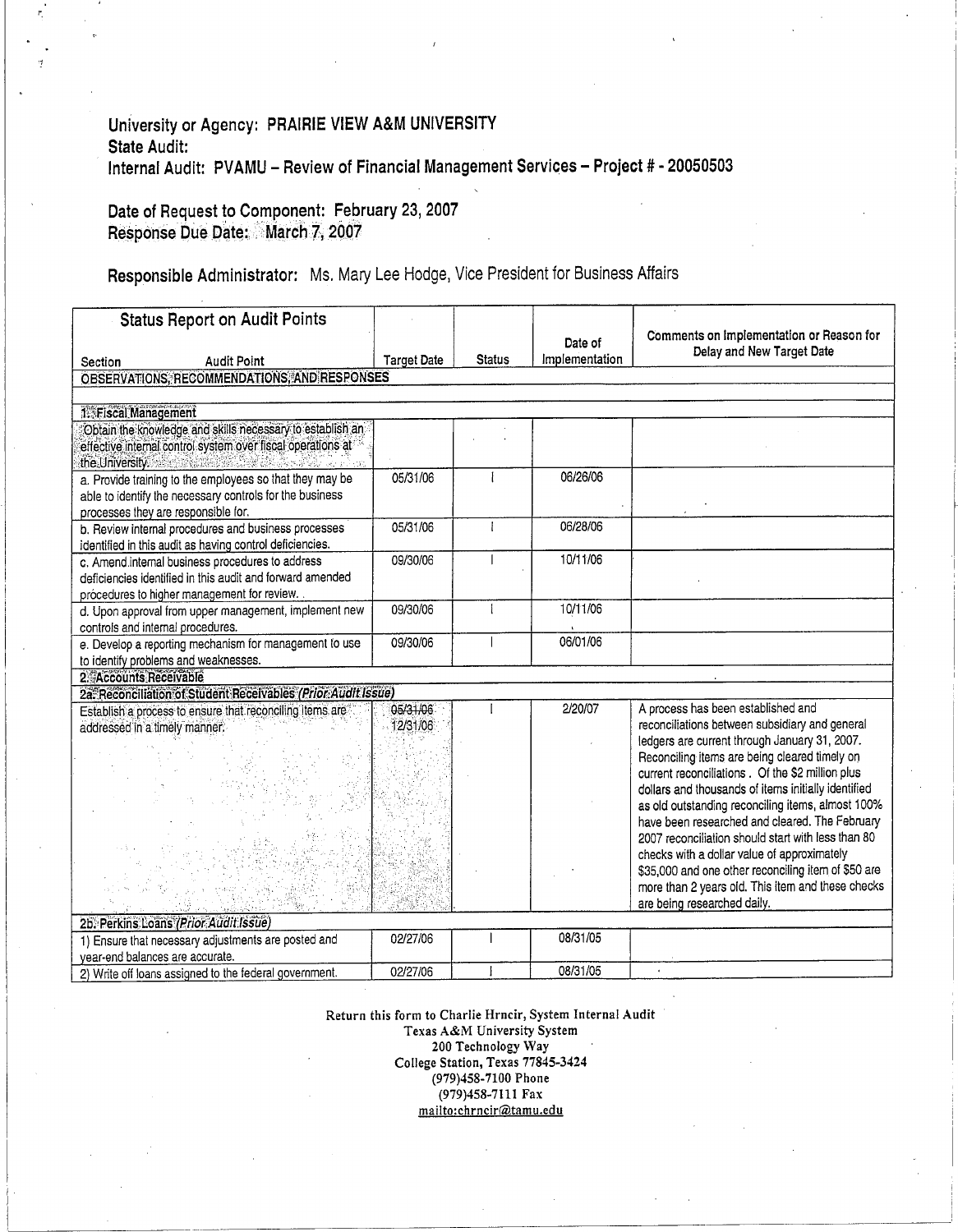University or Agency: **PRAIRIE VIEW A&M UNIVERSITY**
State Audit:
Internal Audit: **PVAMU – Review of Financial Management Services – Project # - 20050503**

Date of Request to Component: **February 23, 2007**
Response Due Date: **March 7, 2007**

Responsible Administrator: Ms. Mary Lee Hodge, Vice President for Business Affairs

| Status Report on Audit Points<br>Section Audit Point | Target Date | Status | Date of Implementation | Comments on Implementation or Reason for Delay and New Target Date |
|---|---|---|---|---|
| **OBSERVATIONS, RECOMMENDATIONS, AND RESPONSES** | | | | |
| | | | | |
| **1. Fiscal Management** | | | | |
| Obtain the knowledge and skills necessary to establish an effective internal control system over fiscal operations at the University. | | | | |
| a. Provide training to the employees so that they may be able to identify the necessary controls for the business processes they are responsible for. | 05/31/06 | I | 06/26/06 | |
| b. Review internal procedures and business processes identified in this audit as having control deficiencies. | 05/31/06 | I | 06/28/06 | |
| c. Amend internal business procedures to address deficiencies identified in this audit and forward amended procedures to higher management for review. | 09/30/06 | I | 10/11/06 | |
| d. Upon approval from upper management, implement new controls and internal procedures. | 09/30/06 | I | 10/11/06 | |
| e. Develop a reporting mechanism for management to use to identify problems and weaknesses. | 09/30/06 | I | 06/01/06 | |
| **2. Accounts Receivable** | | | | |
| **2a. Reconciliation of Student Receivables *(Prior Audit Issue)*** | | | | |
| Establish a process to ensure that reconciling items are addressed in a timely manner. | ~~05/31/06~~<br>12/31/06 | I | 2/20/07 | A process has been established and reconciliations between subsidiary and general ledgers are current through January 31, 2007. Reconciling items are being cleared timely on current reconciliations. Of the $2 million plus dollars and thousands of items initially identified as old outstanding reconciling items, almost 100% have been researched and cleared. The February 2007 reconciliation should start with less than 80 checks with a dollar value of approximately $35,000 and one other reconciling item of $50 are more than 2 years old. This item and these checks are being researched daily. |
| **2b. Perkins Loans *(Prior Audit Issue)*** | | | | |
| 1) Ensure that necessary adjustments are posted and year-end balances are accurate. | 02/27/06 | I | 08/31/05 | |
| 2) Write off loans assigned to the federal government. | 02/27/06 | I | 08/31/05 | |

Return this form to Charlie Hrncir, System Internal Audit
Texas A&M University System
200 Technology Way
College Station, Texas 77845-3424
(979)458-7100 Phone
(979)458-7111 Fax
mailto:chrncir@tamu.edu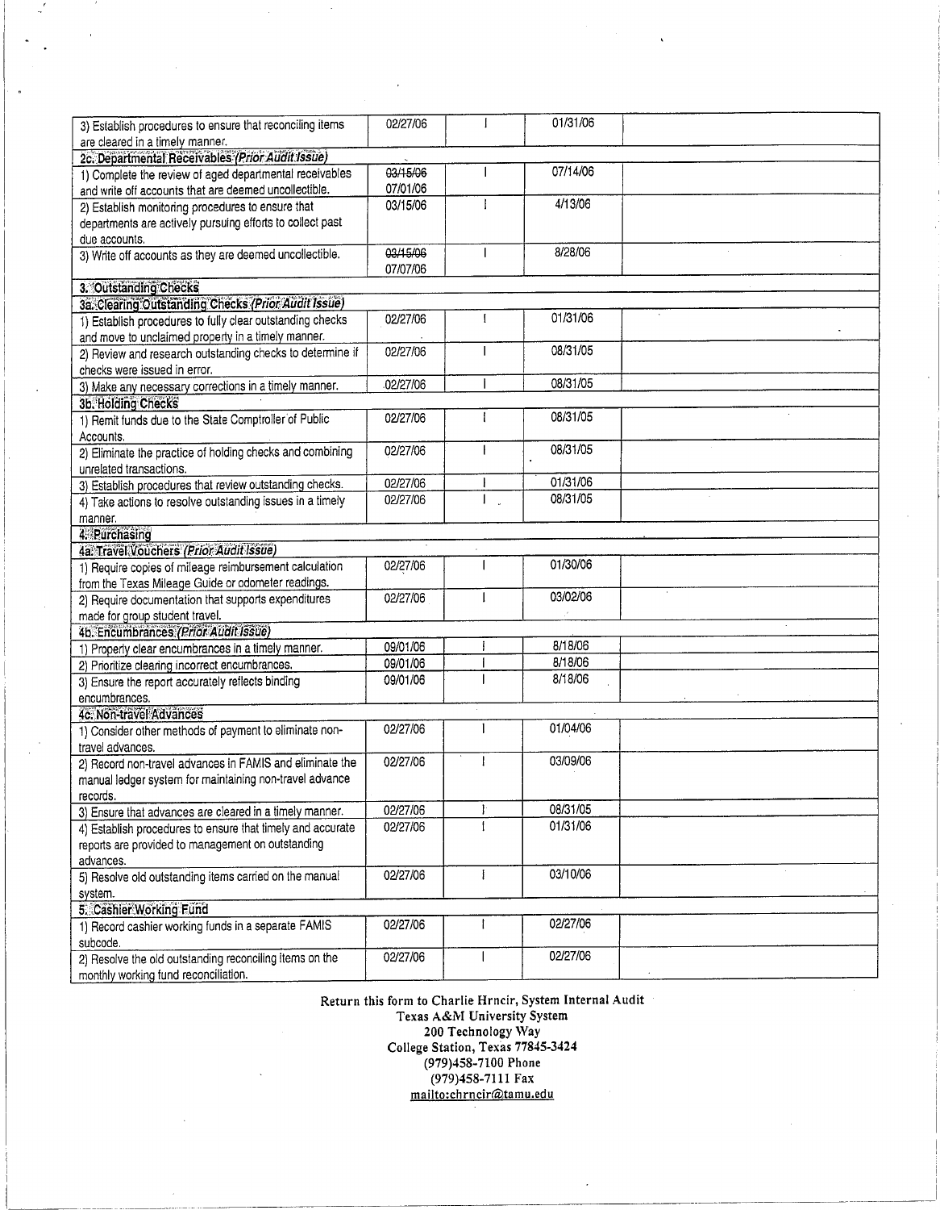| | | | | |
|---|---|---|---|---|
| 3) Establish procedures to ensure that reconciling items are cleared in a timely manner. | 02/27/06 | I | 01/31/06 | |
| **2c. Departmental Receivables *(Prior Audit Issue)*** | | | | |
| 1) Complete the review of aged departmental receivables and write off accounts that are deemed uncollectible. | ~~03/15/06~~ 07/01/06 | I | 07/14/06 | |
| 2) Establish monitoring procedures to ensure that departments are actively pursuing efforts to collect past due accounts. | 03/15/06 | I | 4/13/06 | |
| 3) Write off accounts as they are deemed uncollectible. | ~~03/15/06~~ 07/07/06 | I | 8/28/06 | |
| **3. Outstanding Checks** | | | | |
| **3a. Clearing Outstanding Checks *(Prior Audit Issue)*** | | | | |
| 1) Establish procedures to fully clear outstanding checks and move to unclaimed property in a timely manner. | 02/27/06 | I | 01/31/06 | |
| 2) Review and research outstanding checks to determine if checks were issued in error. | 02/27/06 | I | 08/31/05 | |
| 3) Make any necessary corrections in a timely manner. | 02/27/06 | I | 08/31/05 | |
| **3b. Holding Checks** | | | | |
| 1) Remit funds due to the State Comptroller of Public Accounts. | 02/27/06 | I | 08/31/05 | |
| 2) Eliminate the practice of holding checks and combining unrelated transactions. | 02/27/06 | I | 08/31/05 | |
| 3) Establish procedures that review outstanding checks. | 02/27/06 | I | 01/31/06 | |
| 4) Take actions to resolve outstanding issues in a timely manner. | 02/27/06 | I | 08/31/05 | |
| **4. Purchasing** | | | | |
| **4a. Travel Vouchers *(Prior Audit Issue)*** | | | | |
| 1) Require copies of mileage reimbursement calculation from the Texas Mileage Guide or odometer readings. | 02/27/06 | I | 01/30/06 | |
| 2) Require documentation that supports expenditures made for group student travel. | 02/27/06 | I | 03/02/06 | |
| **4b. Encumbrances *(Prior Audit Issue)*** | | | | |
| 1) Properly clear encumbrances in a timely manner. | 09/01/06 | I | 8/18/06 | |
| 2) Prioritize clearing incorrect encumbrances. | 09/01/06 | I | 8/18/06 | |
| 3) Ensure the report accurately reflects binding encumbrances. | 09/01/06 | I | 8/18/06 | |
| **4c. Non-travel Advances** | | | | |
| 1) Consider other methods of payment to eliminate non-travel advances. | 02/27/06 | I | 01/04/06 | |
| 2) Record non-travel advances in FAMIS and eliminate the manual ledger system for maintaining non-travel advance records. | 02/27/06 | I | 03/09/06 | |
| 3) Ensure that advances are cleared in a timely manner. | 02/27/06 | I | 08/31/05 | |
| 4) Establish procedures to ensure that timely and accurate reports are provided to management on outstanding advances. | 02/27/06 | I | 01/31/06 | |
| 5) Resolve old outstanding items carried on the manual system. | 02/27/06 | I | 03/10/06 | |
| **5. Cashier Working Fund** | | | | |
| 1) Record cashier working funds in a separate FAMIS subcode. | 02/27/06 | I | 02/27/06 | |
| 2) Resolve the old outstanding reconciling items on the monthly working fund reconciliation. | 02/27/06 | I | 02/27/06 | |

**Return this form to Charlie Hrncir, System Internal Audit**
**Texas A&M University System**
**200 Technology Way**
**College Station, Texas 77845-3424**
**(979)458-7100 Phone**
**(979)458-7111 Fax**
**mailto:chrncir@tamu.edu**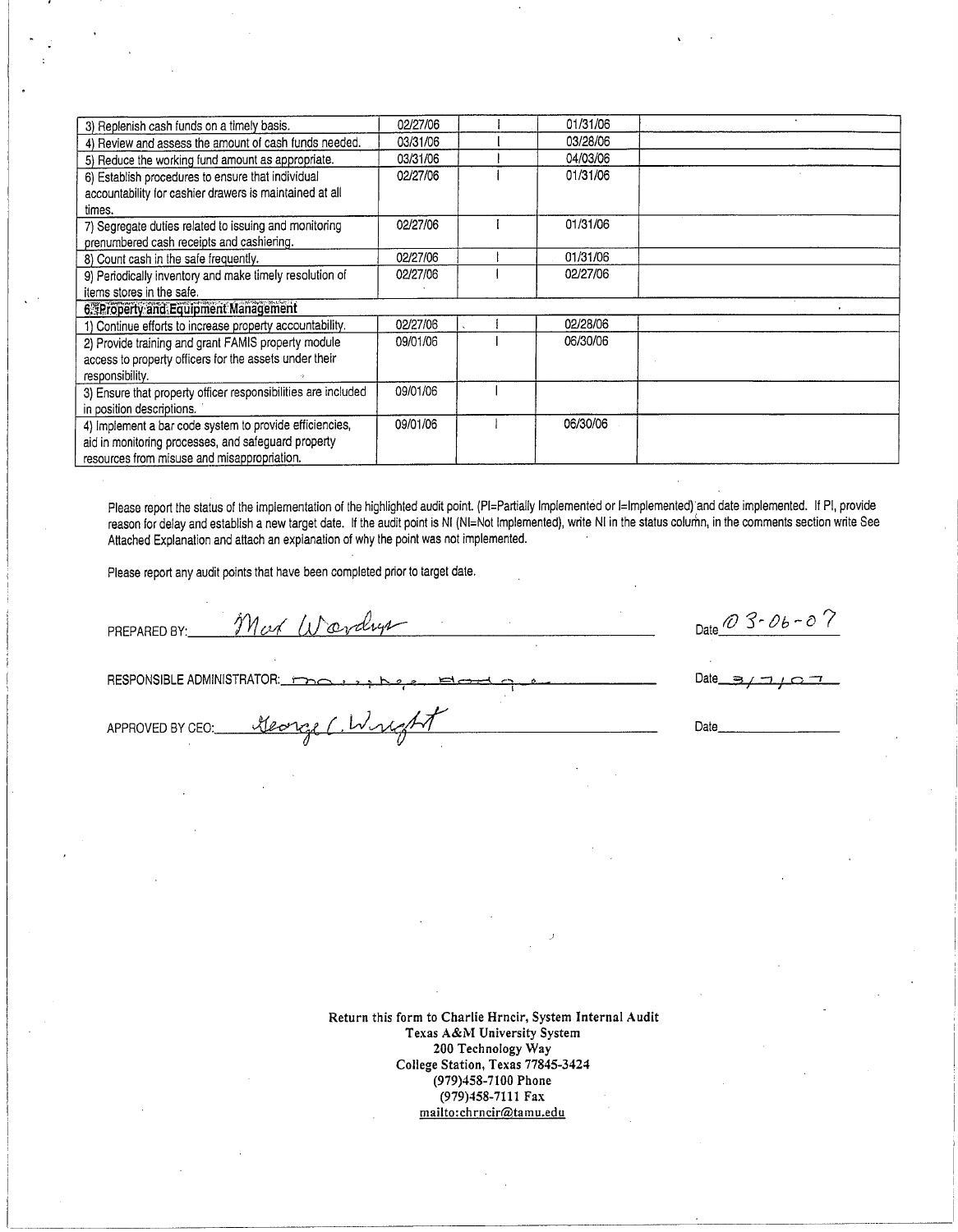| | | | | |
|---|---|---|---|---|
| 3) Replenish cash funds on a timely basis. | 02/27/06 | I | 01/31/06 | |
| 4) Review and assess the amount of cash funds needed. | 03/31/06 | I | 03/28/06 | |
| 5) Reduce the working fund amount as appropriate. | 03/31/06 | I | 04/03/06 | |
| 6) Establish procedures to ensure that individual accountability for cashier drawers is maintained at all times. | 02/27/06 | I | 01/31/06 | |
| 7) Segregate duties related to issuing and monitoring prenumbered cash receipts and cashiering. | 02/27/06 | I | 01/31/06 | |
| 8) Count cash in the safe frequently. | 02/27/06 | I | 01/31/06 | |
| 9) Periodically inventory and make timely resolution of items stores in the safe. | 02/27/06 | I | 02/27/06 | |
| **6. Property and Equipment Management** | | | | |
| 1) Continue efforts to increase property accountability. | 02/27/06 | I | 02/28/06 | |
| 2) Provide training and grant FAMIS property module access to property officers for the assets under their responsibility. | 09/01/06 | I | 06/30/06 | |
| 3) Ensure that property officer responsibilities are included in position descriptions. | 09/01/06 | I | | |
| 4) Implement a bar code system to provide efficiencies, aid in monitoring processes, and safeguard property resources from misuse and misappropriation. | 09/01/06 | I | 06/30/06 | |

Please report the status of the implementation of the highlighted audit point. (PI=Partially Implemented or I=Implemented) and date implemented. If PI, provide reason for delay and establish a new target date. If the audit point is NI (NI=Not Implemented), write NI in the status column, in the comments section write See Attached Explanation and attach an explanation of why the point was not implemented.

Please report any audit points that have been completed prior to target date.

PREPARED BY: Max Wardup — Date 03-06-07

RESPONSIBLE ADMINISTRATOR: Matthew Hodge — Date 3/7/07

APPROVED BY CEO: George C. Wright — Date

Return this form to Charlie Hrncir, System Internal Audit
Texas A&M University System
200 Technology Way
College Station, Texas 77845-3424
(979)458-7100 Phone
(979)458-7111 Fax
mailto:chrncir@tamu.edu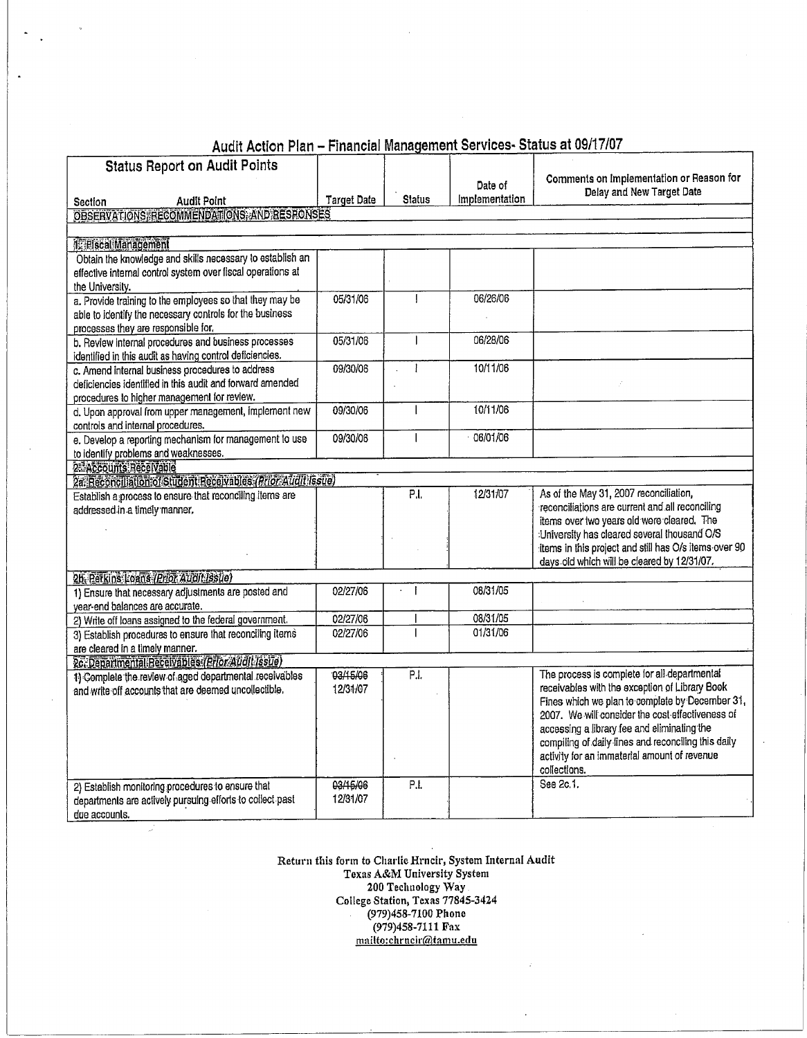## Audit Action Plan – Financial Management Services- Status at 09/17/07

| Status Report on Audit Points<br>Section Audit Point | Target Date | Status | Date of Implementation | Comments on Implementation or Reason for Delay and New Target Date |
|---|---|---|---|---|
| OBSERVATIONS, RECOMMENDATIONS, AND RESPONSES | | | | |
| | | | | |
| 1. Fiscal Management | | | | |
| Obtain the knowledge and skills necessary to establish an effective internal control system over fiscal operations at the University. | | | | |
| a. Provide training to the employees so that they may be able to identify the necessary controls for the business processes they are responsible for. | 05/31/06 | I | 06/26/06 | |
| b. Review internal procedures and business processes identified in this audit as having control deficiencies. | 05/31/06 | I | 06/28/06 | |
| c. Amend internal business procedures to address deficiencies identified in this audit and forward amended procedures to higher management for review. | 09/30/06 | I | 10/11/06 | |
| d. Upon approval from upper management, implement new controls and internal procedures. | 09/30/06 | I | 10/11/06 | |
| e. Develop a reporting mechanism for management to use to identify problems and weaknesses. | 09/30/06 | I | 08/01/06 | |
| 2. Accounts Receivable | | | | |
| 2a. Reconciliation of Student Receivables (Prior Audit Issue) | | | | |
| Establish a process to ensure that reconciling items are addressed in a timely manner. | | P.I. | 12/31/07 | As of the May 31, 2007 reconciliation, reconciliations are current and all reconciling items over two years old were cleared. The University has cleared several thousand O/S items in this project and still has O/s items over 90 days old which will be cleared by 12/31/07. |
| 2b. Perkins Loans (Prior Audit Issue) | | | | |
| 1) Ensure that necessary adjustments are posted and year-end balances are accurate. | 02/27/06 | I | 08/31/05 | |
| 2) Write off loans assigned to the federal government. | 02/27/06 | I | 08/31/05 | |
| 3) Establish procedures to ensure that reconciling items are cleared in a timely manner. | 02/27/06 | I | 01/31/06 | |
| 2c. Departmental Receivables (Prior Audit Issue) | | | | |
| 1) Complete the review of aged departmental receivables and write off accounts that are deemed uncollectible. | ~~03/15/06~~ 12/31/07 | P.I. | | The process is complete for all departmental receivables with the exception of Library Book Fines which we plan to complete by December 31, 2007. We will consider the cost effectiveness of accessing a library fee and eliminating the compiling of daily fines and reconciling this daily activity for an immaterial amount of revenue collections. |
| 2) Establish monitoring procedures to ensure that departments are actively pursuing efforts to collect past due accounts. | ~~03/15/06~~ 12/31/07 | P.I. | | See 2c.1. |

Return this form to Charlie Hrncir, System Internal Audit
Texas A&M University System
200 Technology Way
College Station, Texas 77845-3424
(979)458-7100 Phone
(979)458-7111 Fax
mailto:chrncir@tamu.edu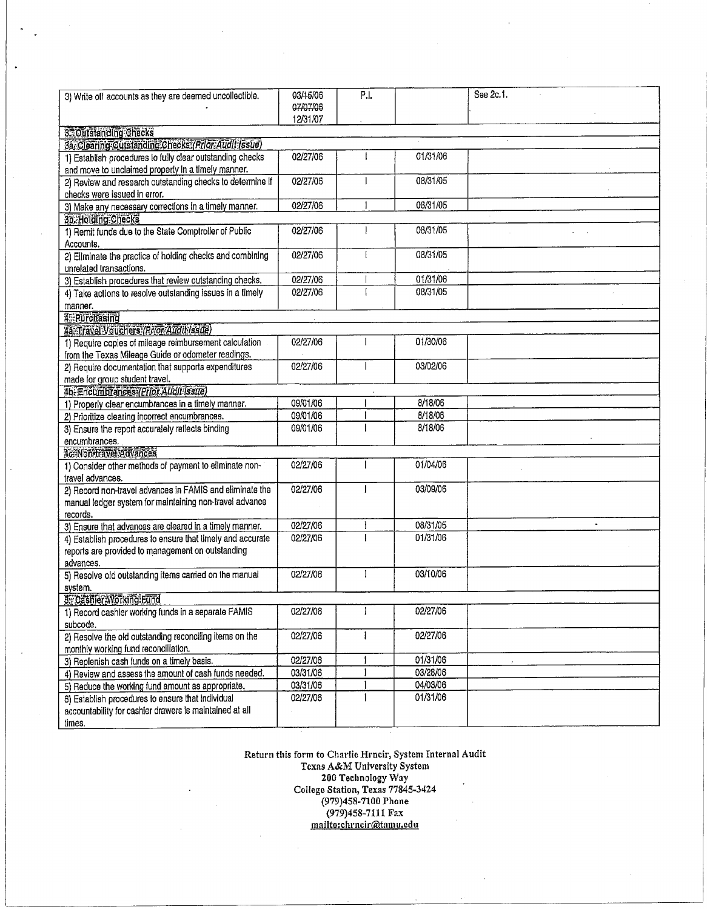| | | | | |
|---|---|---|---|---|
| 3) Write off accounts as they are deemed uncollectible. | ~~03/15/06~~ ~~07/07/06~~ 12/31/07 | P.I. | | See 2c.1. |
| **3. Outstanding Checks** | | | | |
| **3a. Clearing Outstanding Checks** *(Prior Audit Issue)* | | | | |
| 1) Establish procedures to fully clear outstanding checks and move to unclaimed property in a timely manner. | 02/27/06 | I | 01/31/06 | |
| 2) Review and research outstanding checks to determine if checks were issued in error. | 02/27/06 | I | 08/31/05 | |
| 3) Make any necessary corrections in a timely manner. | 02/27/06 | I | 08/31/05 | |
| **3b. Holding Checks** | | | | |
| 1) Remit funds due to the State Comptroller of Public Accounts. | 02/27/06 | I | 08/31/05 | |
| 2) Eliminate the practice of holding checks and combining unrelated transactions. | 02/27/06 | I | 08/31/05 | |
| 3) Establish procedures that review outstanding checks. | 02/27/06 | I | 01/31/06 | |
| 4) Take actions to resolve outstanding issues in a timely manner. | 02/27/06 | I | 08/31/05 | |
| **4. Purchasing** | | | | |
| **4a. Travel Vouchers** *(Prior Audit Issue)* | | | | |
| 1) Require copies of mileage reimbursement calculation from the Texas Mileage Guide or odometer readings. | 02/27/06 | I | 01/30/06 | |
| 2) Require documentation that supports expenditures made for group student travel. | 02/27/06 | I | 03/02/06 | |
| **4b. Encumbrances** *(Prior Audit Issue)* | | | | |
| 1) Properly clear encumbrances in a timely manner. | 09/01/06 | I | 8/18/06 | |
| 2) Prioritize clearing incorrect encumbrances. | 09/01/06 | I | 8/18/06 | |
| 3) Ensure the report accurately reflects binding encumbrances. | 09/01/06 | I | 8/18/06 | |
| **4c. Non-travel Advances** | | | | |
| 1) Consider other methods of payment to eliminate non-travel advances. | 02/27/06 | I | 01/04/06 | |
| 2) Record non-travel advances in FAMIS and eliminate the manual ledger system for maintaining non-travel advance records. | 02/27/06 | I | 03/09/06 | |
| 3) Ensure that advances are cleared in a timely manner. | 02/27/06 | I | 08/31/05 | |
| 4) Establish procedures to ensure that timely and accurate reports are provided to management on outstanding advances. | 02/27/06 | I | 01/31/06 | |
| 5) Resolve old outstanding items carried on the manual system. | 02/27/06 | I | 03/10/06 | |
| **5. Cashier Working Fund** | | | | |
| 1) Record cashier working funds in a separate FAMIS subcode. | 02/27/06 | I | 02/27/06 | |
| 2) Resolve the old outstanding reconciling items on the monthly working fund reconciliation. | 02/27/06 | I | 02/27/06 | |
| 3) Replenish cash funds on a timely basis. | 02/27/06 | I | 01/31/06 | |
| 4) Review and assess the amount of cash funds needed. | 03/31/06 | I | 03/28/06 | |
| 5) Reduce the working fund amount as appropriate. | 03/31/06 | I | 04/03/06 | |
| 6) Establish procedures to ensure that individual accountability for cashier drawers is maintained at all times. | 02/27/06 | I | 01/31/06 | |

Return this form to Charlie Hrncir, System Internal Audit
Texas A&M University System
200 Technology Way
College Station, Texas 77845-3424
(979)458-7100 Phone
(979)458-7111 Fax
mailto:chrncir@tamu.edu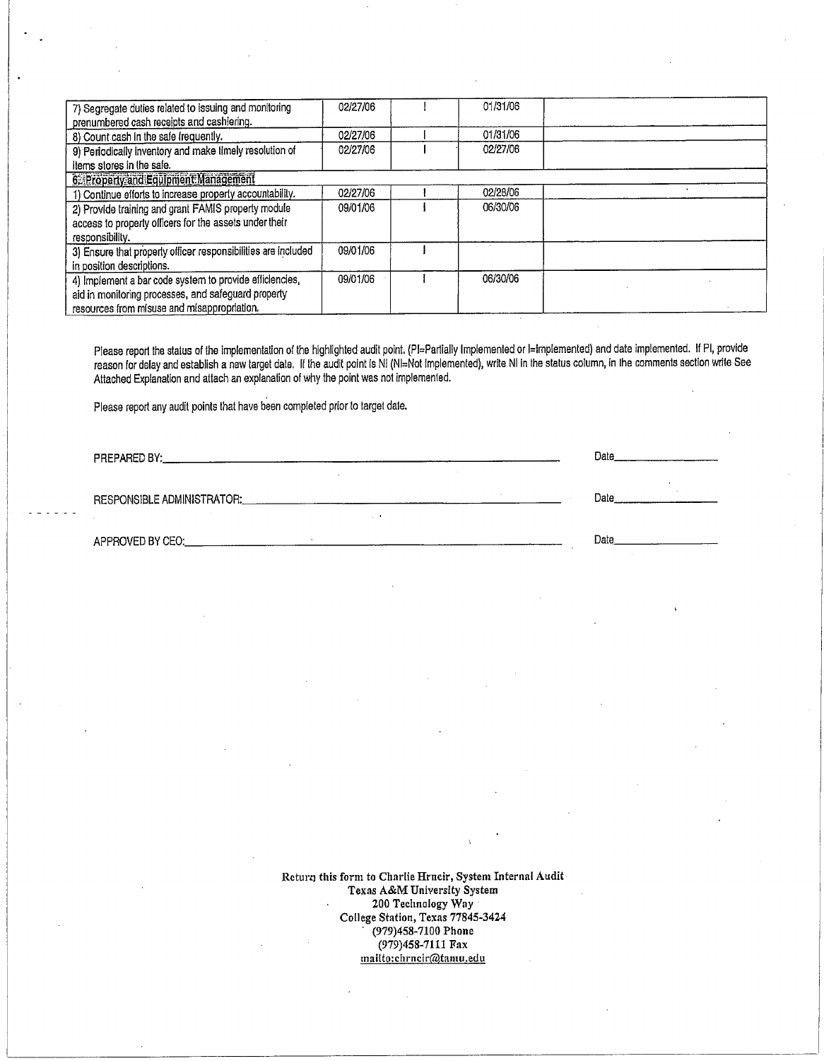| | | | | |
|---|---|---|---|---|
| 7) Segregate duties related to issuing and monitoring prenumbered cash receipts and cashiering. | 02/27/06 | I | 01/31/06 | |
| 8) Count cash in the safe frequently. | 02/27/06 | I | 01/31/06 | |
| 9) Periodically inventory and make timely resolution of items stores in the safe. | 02/27/06 | I | 02/27/06 | |
| **6. Property and Equipment Management** | | | | |
| 1) Continue efforts to increase property accountability. | 02/27/06 | I | 02/28/06 | |
| 2) Provide training and grant FAMIS property module access to property officers for the assets under their responsibility. | 09/01/06 | I | 06/30/06 | |
| 3) Ensure that property officer responsibilities are included in position descriptions. | 09/01/06 | I | | |
| 4) Implement a bar code system to provide efficiencies, aid in monitoring processes, and safeguard property resources from misuse and misappropriation. | 09/01/06 | I | 06/30/06 | |

Please report the status of the implementation of the highlighted audit point. (PI=Partially Implemented or I=Implemented) and date implemented. If PI, provide reason for delay and establish a new target date. If the audit point is NI (NI=Not Implemented), write NI in the status column, in the comments section write See Attached Explanation and attach an explanation of why the point was not implemented.

Please report any audit points that have been completed prior to target date.

PREPARED BY:______________________________ Date__________

RESPONSIBLE ADMINISTRATOR:______________________________ Date__________

APPROVED BY CEO:______________________________ Date__________

**Return this form to Charlie Hrncir, System Internal Audit**
**Texas A&M University System**
**200 Technology Way**
**College Station, Texas 77845-3424**
**(979)458-7100 Phone**
**(979)458-7111 Fax**
**mailto:chrncir@tamu.edu**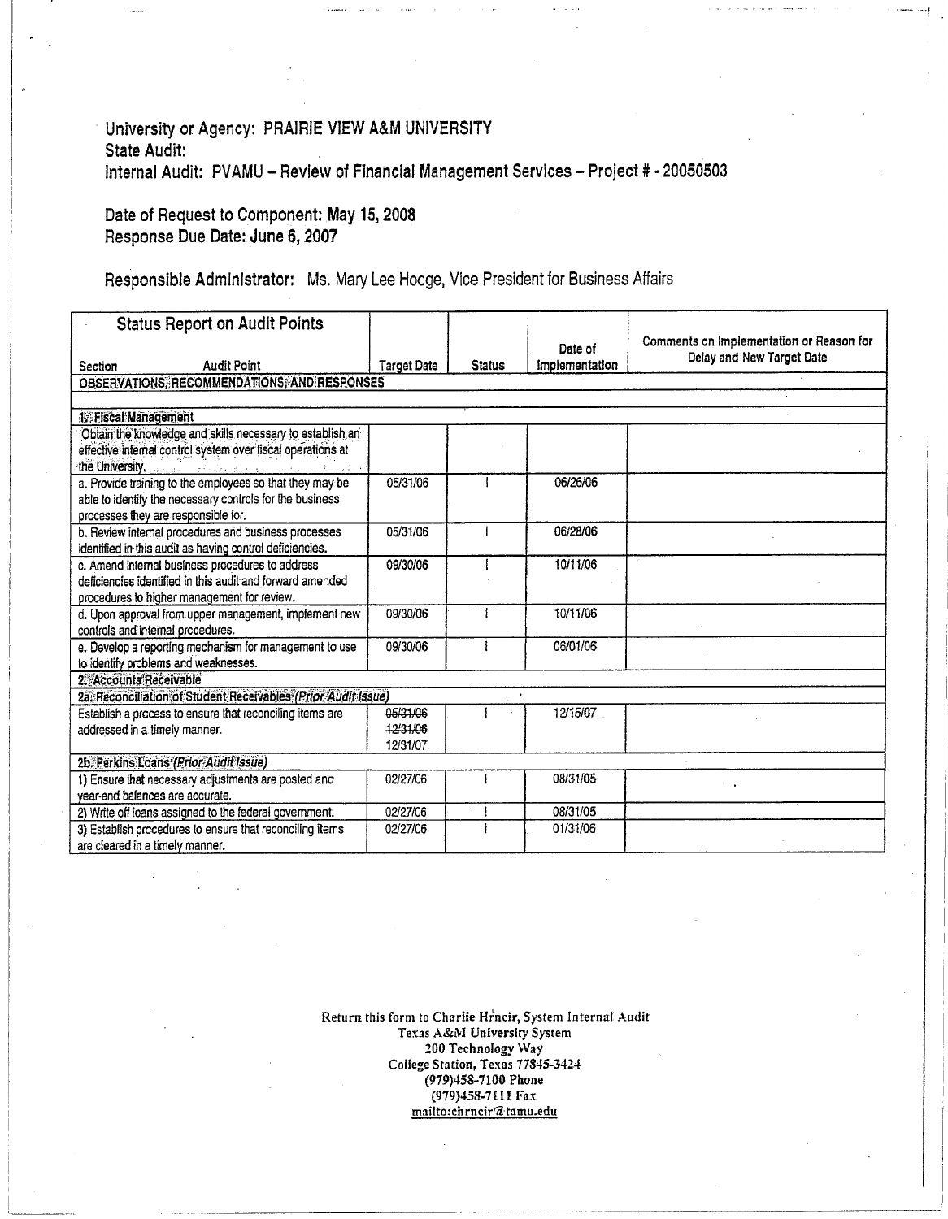University or Agency: PRAIRIE VIEW A&M UNIVERSITY
State Audit:
Internal Audit: PVAMU – Review of Financial Management Services – Project # - 20050503

Date of Request to Component: May 15, 2008
Response Due Date: June 6, 2007

Responsible Administrator: Ms. Mary Lee Hodge, Vice President for Business Affairs

| Status Report on Audit Points<br>Section Audit Point | Target Date | Status | Date of Implementation | Comments on Implementation or Reason for Delay and New Target Date |
|---|---|---|---|---|
| OBSERVATIONS, RECOMMENDATIONS, AND RESPONSES | | | | |
| | | | | |
| 1. Fiscal Management | | | | |
| Obtain the knowledge and skills necessary to establish an effective internal control system over fiscal operations at the University. | | | | |
| a. Provide training to the employees so that they may be able to identify the necessary controls for the business processes they are responsible for. | 05/31/06 | I | 06/26/06 | |
| b. Review internal procedures and business processes identified in this audit as having control deficiencies. | 05/31/06 | I | 06/28/06 | |
| c. Amend internal business procedures to address deficiencies identified in this audit and forward amended procedures to higher management for review. | 09/30/06 | I | 10/11/06 | |
| d. Upon approval from upper management, implement new controls and internal procedures. | 09/30/06 | I | 10/11/06 | |
| e. Develop a reporting mechanism for management to use to identify problems and weaknesses. | 09/30/06 | I | 06/01/06 | |
| 2. Accounts Receivable | | | | |
| 2a. Reconciliation of Student Receivables *(Prior Audit Issue)* | | | | |
| Establish a process to ensure that reconciling items are addressed in a timely manner. | ~~05/31/06~~<br>~~12/31/06~~<br>12/31/07 | I | 12/15/07 | |
| 2b. Perkins Loans *(Prior Audit Issue)* | | | | |
| 1) Ensure that necessary adjustments are posted and year-end balances are accurate. | 02/27/06 | I | 08/31/05 | |
| 2) Write off loans assigned to the federal government. | 02/27/06 | I | 08/31/05 | |
| 3) Establish procedures to ensure that reconciling items are cleared in a timely manner. | 02/27/06 | I | 01/31/06 | |

Return this form to Charlie Hrncir, System Internal Audit
Texas A&M University System
200 Technology Way
College Station, Texas 77845-3424
(979)458-7100 Phone
(979)458-7111 Fax
mailto:chrncir@tamu.edu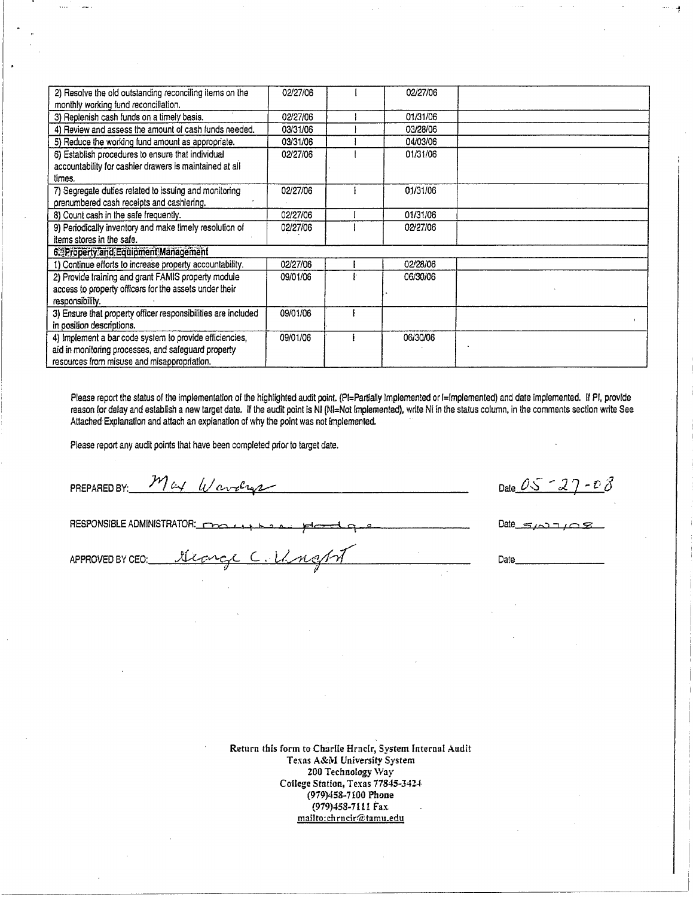| | | | | |
|---|---|---|---|---|
| 2) Resolve the old outstanding reconciling items on the monthly working fund reconciliation. | 02/27/06 | I | 02/27/06 | |
| 3) Replenish cash funds on a timely basis. | 02/27/06 | I | 01/31/06 | |
| 4) Review and assess the amount of cash funds needed. | 03/31/06 | I | 03/28/06 | |
| 5) Reduce the working fund amount as appropriate. | 03/31/06 | I | 04/03/06 | |
| 6) Establish procedures to ensure that individual accountability for cashier drawers is maintained at all times. | 02/27/06 | I | 01/31/06 | |
| 7) Segregate duties related to issuing and monitoring prenumbered cash receipts and cashiering. | 02/27/06 | I | 01/31/06 | |
| 8) Count cash in the safe frequently. | 02/27/06 | I | 01/31/06 | |
| 9) Periodically inventory and make timely resolution of items stores in the safe. | 02/27/06 | I | 02/27/06 | |
| **6. Property and Equipment Management** | | | | |
| 1) Continue efforts to increase property accountability. | 02/27/06 | I | 02/28/06 | |
| 2) Provide training and grant FAMIS property module access to property officers for the assets under their responsibility. | 09/01/06 | I | 06/30/06 | |
| 3) Ensure that property officer responsibilities are included in position descriptions. | 09/01/06 | I | | |
| 4) Implement a bar code system to provide efficiencies, aid in monitoring processes, and safeguard property resources from misuse and misappropriation. | 09/01/06 | I | 06/30/06 | |

Please report the status of the implementation of the highlighted audit point. (PI=Partially Implemented or I=Implemented) and date implemented. If PI, provide reason for delay and establish a new target date. If the audit point is NI (NI=Not Implemented), write NI in the status column, in the comments section write See Attached Explanation and attach an explanation of why the point was not implemented.

Please report any audit points that have been completed prior to target date.

PREPARED BY: May Wardga    Date 05-27-08

RESPONSIBLE ADMINISTRATOR: Maureen Hodge    Date 5/27/08

APPROVED BY CEO: George C. Wright    Date ________

**Return this form to Charlie Hrncir, System Internal Audit**
**Texas A&M University System**
**200 Technology Way**
**College Station, Texas 77845-3424**
**(979)458-7100 Phone**
**(979)458-7111 Fax**
**mailto:chrncir@tamu.edu**